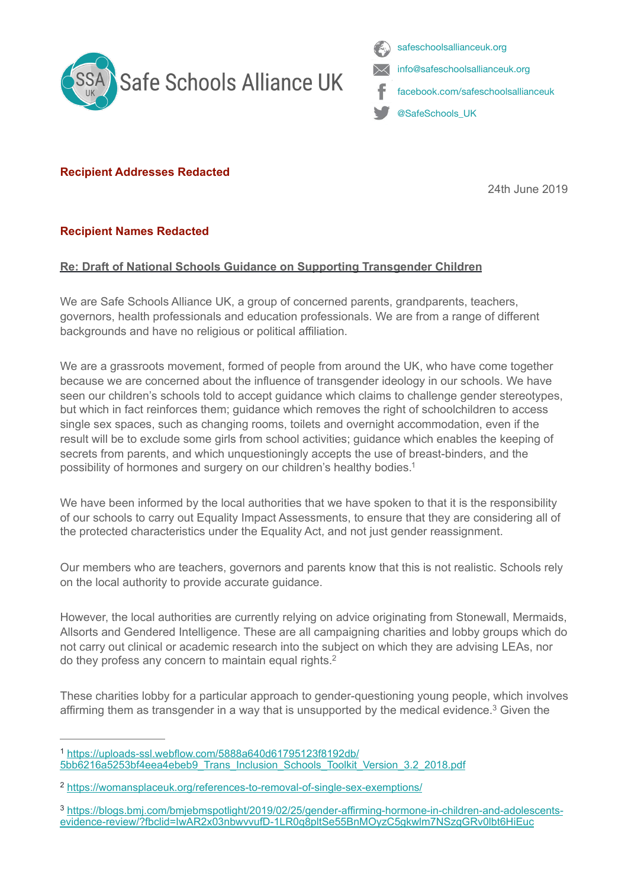Safe Schools Alliance UK

safeschoolsallianceuk.org
info@safeschoolsallianceuk.org
facebook.com/safeschoolsallianceuk
@SafeSchools_UK

**Recipient Addresses Redacted**

24th June 2019

**Recipient Names Redacted**

**Re: Draft of National Schools Guidance on Supporting Transgender Children**

We are Safe Schools Alliance UK, a group of concerned parents, grandparents, teachers, governors, health professionals and education professionals. We are from a range of different backgrounds and have no religious or political affiliation.

We are a grassroots movement, formed of people from around the UK, who have come together because we are concerned about the influence of transgender ideology in our schools. We have seen our children's schools told to accept guidance which claims to challenge gender stereotypes, but which in fact reinforces them; guidance which removes the right of schoolchildren to access single sex spaces, such as changing rooms, toilets and overnight accommodation, even if the result will be to exclude some girls from school activities; guidance which enables the keeping of secrets from parents, and which unquestioningly accepts the use of breast-binders, and the possibility of hormones and surgery on our children's healthy bodies.[1]

We have been informed by the local authorities that we have spoken to that it is the responsibility of our schools to carry out Equality Impact Assessments, to ensure that they are considering all of the protected characteristics under the Equality Act, and not just gender reassignment.

Our members who are teachers, governors and parents know that this is not realistic. Schools rely on the local authority to provide accurate guidance.

However, the local authorities are currently relying on advice originating from Stonewall, Mermaids, Allsorts and Gendered Intelligence. These are all campaigning charities and lobby groups which do not carry out clinical or academic research into the subject on which they are advising LEAs, nor do they profess any concern to maintain equal rights.[2]

These charities lobby for a particular approach to gender-questioning young people, which involves affirming them as transgender in a way that is unsupported by the medical evidence.[3] Given the

---

[1] https://uploads-ssl.webflow.com/5888a640d61795123f8192db/5bb6216a5253bf4eea4ebeb9_Trans_Inclusion_Schools_Toolkit_Version_3.2_2018.pdf

[2] https://womansplaceuk.org/references-to-removal-of-single-sex-exemptions/

[3] https://blogs.bmj.com/bmjebmspotlight/2019/02/25/gender-affirming-hormone-in-children-and-adolescents-evidence-review/?fbclid=IwAR2x03nbwvvufD-1LR0q8pltSe55BnMOyzC5gkwlm7NSzgGRv0lbt6HiEuc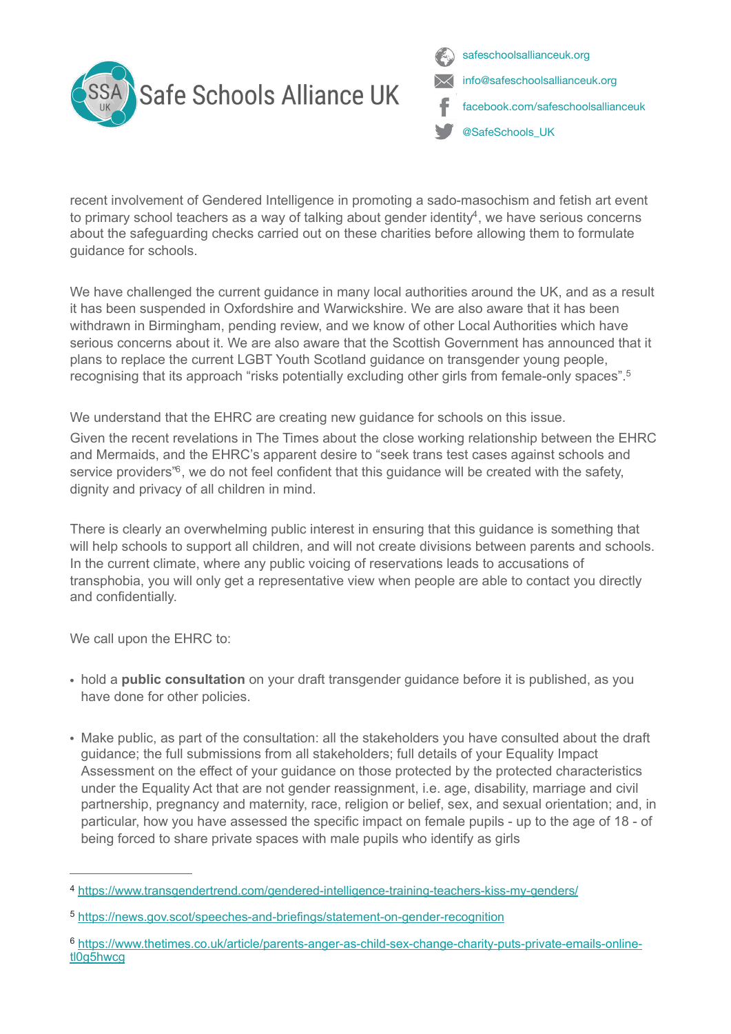recent involvement of Gendered Intelligence in promoting a sado-masochism and fetish art event to primary school teachers as a way of talking about gender identity[4], we have serious concerns about the safeguarding checks carried out on these charities before allowing them to formulate guidance for schools.

We have challenged the current guidance in many local authorities around the UK, and as a result it has been suspended in Oxfordshire and Warwickshire. We are also aware that it has been withdrawn in Birmingham, pending review, and we know of other Local Authorities which have serious concerns about it. We are also aware that the Scottish Government has announced that it plans to replace the current LGBT Youth Scotland guidance on transgender young people, recognising that its approach "risks potentially excluding other girls from female-only spaces".[5]

We understand that the EHRC are creating new guidance for schools on this issue.
Given the recent revelations in The Times about the close working relationship between the EHRC and Mermaids, and the EHRC's apparent desire to "seek trans test cases against schools and service providers"[6], we do not feel confident that this guidance will be created with the safety, dignity and privacy of all children in mind.

There is clearly an overwhelming public interest in ensuring that this guidance is something that will help schools to support all children, and will not create divisions between parents and schools. In the current climate, where any public voicing of reservations leads to accusations of transphobia, you will only get a representative view when people are able to contact you directly and confidentially.

We call upon the EHRC to:

- hold a **public consultation** on your draft transgender guidance before it is published, as you have done for other policies.

- Make public, as part of the consultation: all the stakeholders you have consulted about the draft guidance; the full submissions from all stakeholders; full details of your Equality Impact Assessment on the effect of your guidance on those protected by the protected characteristics under the Equality Act that are not gender reassignment, i.e. age, disability, marriage and civil partnership, pregnancy and maternity, race, religion or belief, sex, and sexual orientation; and, in particular, how you have assessed the specific impact on female pupils - up to the age of 18 - of being forced to share private spaces with male pupils who identify as girls

---

[4] https://www.transgendertrend.com/gendered-intelligence-training-teachers-kiss-my-genders/

[5] https://news.gov.scot/speeches-and-briefings/statement-on-gender-recognition

[6] https://www.thetimes.co.uk/article/parents-anger-as-child-sex-change-charity-puts-private-emails-online-tl0g5hwcg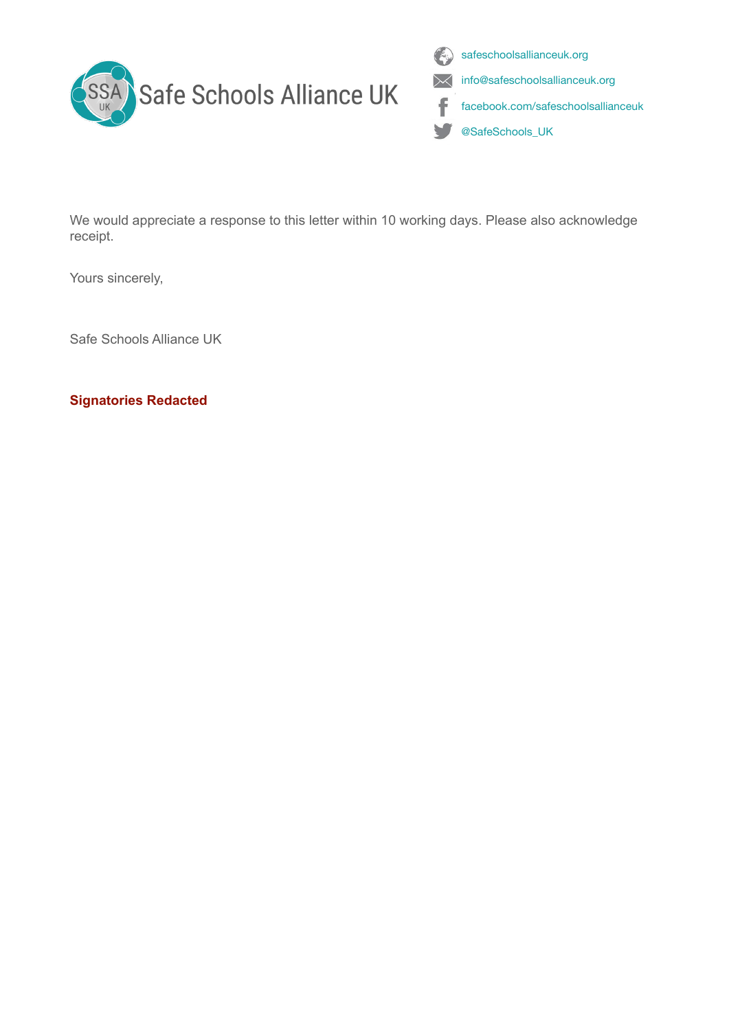We would appreciate a response to this letter within 10 working days. Please also acknowledge receipt.

Yours sincerely,

Safe Schools Alliance UK

**Signatories Redacted**